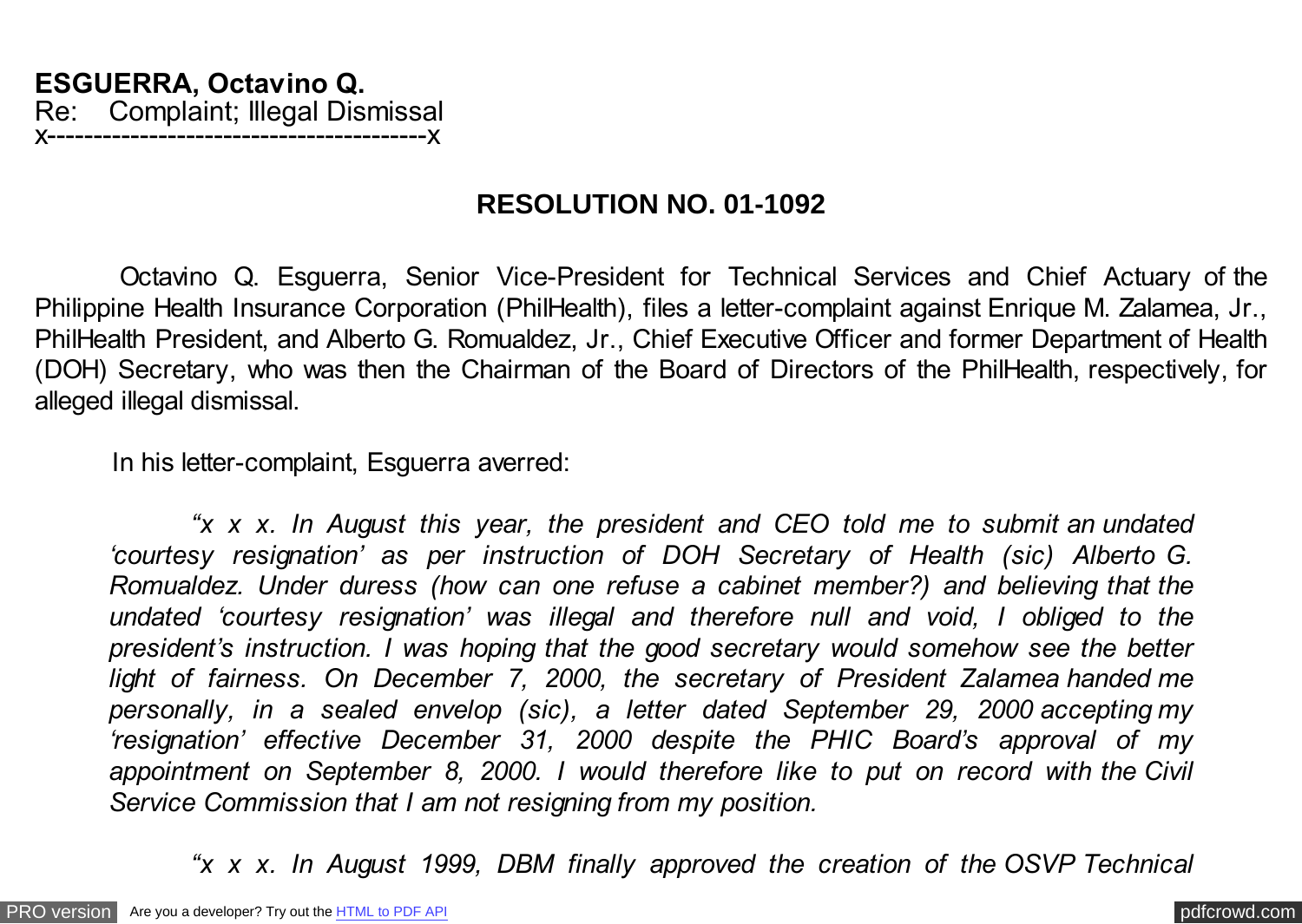**ESGUERRA, Octavino Q.**
Re: Complaint; Illegal Dismissal
x------------------------------------------x

## RESOLUTION NO. 01-1092

Octavino Q. Esguerra, Senior Vice-President for Technical Services and Chief Actuary of the Philippine Health Insurance Corporation (PhilHealth), files a letter-complaint against Enrique M. Zalamea, Jr., PhilHealth President, and Alberto G. Romualdez, Jr., Chief Executive Officer and former Department of Health (DOH) Secretary, who was then the Chairman of the Board of Directors of the PhilHealth, respectively, for alleged illegal dismissal.

In his letter-complaint, Esguerra averred:

> *"x x x. In August this year, the president and CEO told me to submit an undated 'courtesy resignation' as per instruction of DOH Secretary of Health (sic) Alberto G. Romualdez. Under duress (how can one refuse a cabinet member?) and believing that the undated 'courtesy resignation' was illegal and therefore null and void, I obliged to the president's instruction. I was hoping that the good secretary would somehow see the better light of fairness. On December 7, 2000, the secretary of President Zalamea handed me personally, in a sealed envelop (sic), a letter dated September 29, 2000 accepting my 'resignation' effective December 31, 2000 despite the PHIC Board's approval of my appointment on September 8, 2000. I would therefore like to put on record with the Civil Service Commission that I am not resigning from my position.*
>
> *"x x x. In August 1999, DBM finally approved the creation of the OSVP Technical*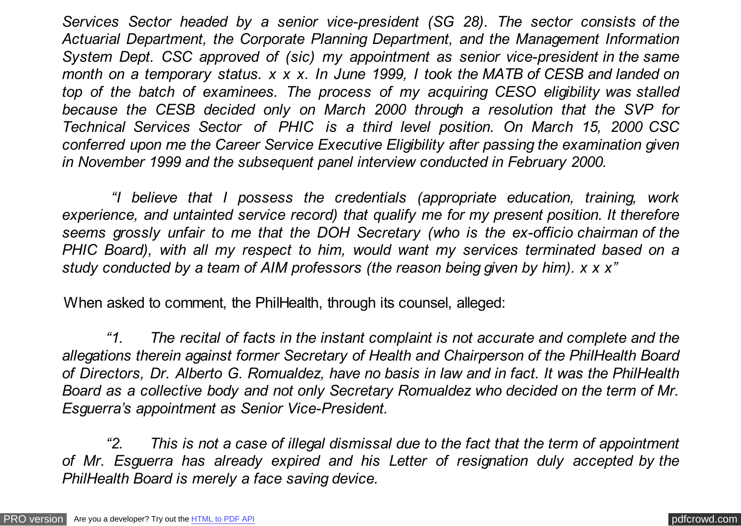*Services Sector headed by a senior vice-president (SG 28). The sector consists of the Actuarial Department, the Corporate Planning Department, and the Management Information System Dept. CSC approved of (sic) my appointment as senior vice-president in the same month on a temporary status. x x x. In June 1999, I took the MATB of CESB and landed on top of the batch of examinees. The process of my acquiring CESO eligibility was stalled because the CESB decided only on March 2000 through a resolution that the SVP for Technical Services Sector of PHIC is a third level position. On March 15, 2000 CSC conferred upon me the Career Service Executive Eligibility after passing the examination given in November 1999 and the subsequent panel interview conducted in February 2000.*

*"I believe that I possess the credentials (appropriate education, training, work experience, and untainted service record) that qualify me for my present position. It therefore seems grossly unfair to me that the DOH Secretary (who is the ex-officio chairman of the PHIC Board), with all my respect to him, would want my services terminated based on a study conducted by a team of AIM professors (the reason being given by him). x x x"*

When asked to comment, the PhilHealth, through its counsel, alleged:

*"1. The recital of facts in the instant complaint is not accurate and complete and the allegations therein against former Secretary of Health and Chairperson of the PhilHealth Board of Directors, Dr. Alberto G. Romualdez, have no basis in law and in fact. It was the PhilHealth Board as a collective body and not only Secretary Romualdez who decided on the term of Mr. Esguerra's appointment as Senior Vice-President.*

*"2. This is not a case of illegal dismissal due to the fact that the term of appointment of Mr. Esguerra has already expired and his Letter of resignation duly accepted by the PhilHealth Board is merely a face saving device.*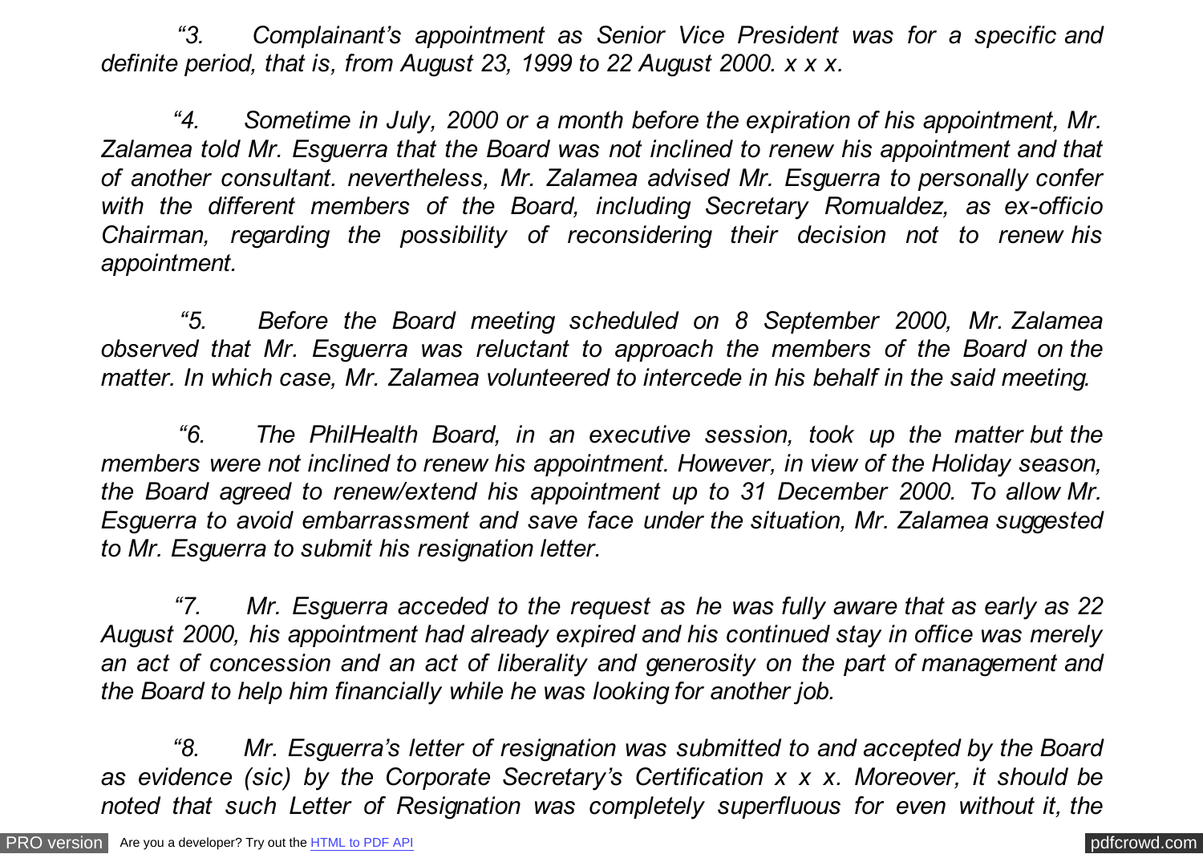*"3. Complainant's appointment as Senior Vice President was for a specific and definite period, that is, from August 23, 1999 to 22 August 2000. x x x.*

*"4. Sometime in July, 2000 or a month before the expiration of his appointment, Mr. Zalamea told Mr. Esguerra that the Board was not inclined to renew his appointment and that of another consultant. nevertheless, Mr. Zalamea advised Mr. Esguerra to personally confer with the different members of the Board, including Secretary Romualdez, as ex-officio Chairman, regarding the possibility of reconsidering their decision not to renew his appointment.*

*"5. Before the Board meeting scheduled on 8 September 2000, Mr. Zalamea observed that Mr. Esguerra was reluctant to approach the members of the Board on the matter. In which case, Mr. Zalamea volunteered to intercede in his behalf in the said meeting.*

*"6. The PhilHealth Board, in an executive session, took up the matter but the members were not inclined to renew his appointment. However, in view of the Holiday season, the Board agreed to renew/extend his appointment up to 31 December 2000. To allow Mr. Esguerra to avoid embarrassment and save face under the situation, Mr. Zalamea suggested to Mr. Esguerra to submit his resignation letter.*

*"7. Mr. Esguerra acceded to the request as he was fully aware that as early as 22 August 2000, his appointment had already expired and his continued stay in office was merely an act of concession and an act of liberality and generosity on the part of management and the Board to help him financially while he was looking for another job.*

*"8. Mr. Esguerra's letter of resignation was submitted to and accepted by the Board as evidence (sic) by the Corporate Secretary's Certification x x x. Moreover, it should be noted that such Letter of Resignation was completely superfluous for even without it, the*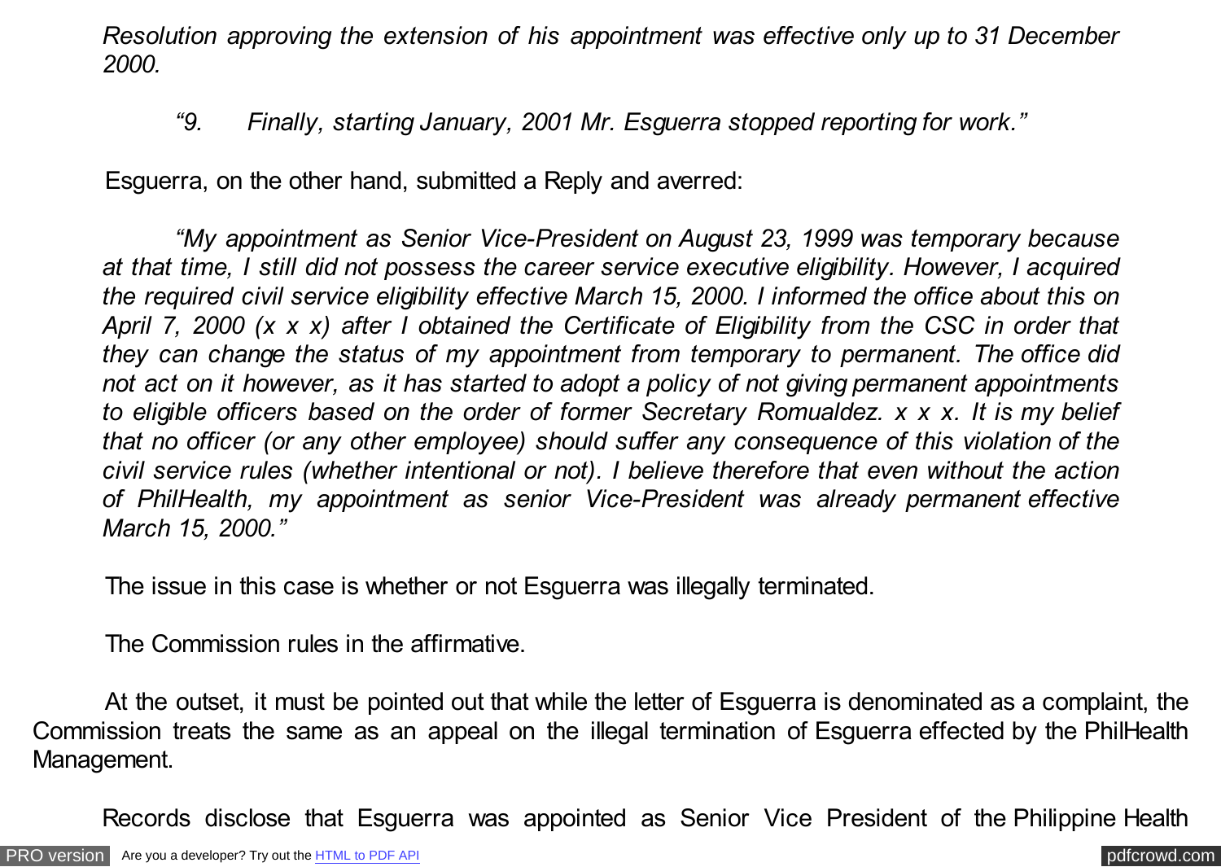*Resolution approving the extension of his appointment was effective only up to 31 December 2000.*

*"9. Finally, starting January, 2001 Mr. Esguerra stopped reporting for work."*

Esguerra, on the other hand, submitted a Reply and averred:

*"My appointment as Senior Vice-President on August 23, 1999 was temporary because at that time, I still did not possess the career service executive eligibility. However, I acquired the required civil service eligibility effective March 15, 2000. I informed the office about this on April 7, 2000 (x x x) after I obtained the Certificate of Eligibility from the CSC in order that they can change the status of my appointment from temporary to permanent. The office did not act on it however, as it has started to adopt a policy of not giving permanent appointments to eligible officers based on the order of former Secretary Romualdez. x x x. It is my belief that no officer (or any other employee) should suffer any consequence of this violation of the civil service rules (whether intentional or not). I believe therefore that even without the action of PhilHealth, my appointment as senior Vice-President was already permanent effective March 15, 2000."*

The issue in this case is whether or not Esguerra was illegally terminated.

The Commission rules in the affirmative.

At the outset, it must be pointed out that while the letter of Esguerra is denominated as a complaint, the Commission treats the same as an appeal on the illegal termination of Esguerra effected by the PhilHealth Management.

Records disclose that Esguerra was appointed as Senior Vice President of the Philippine Health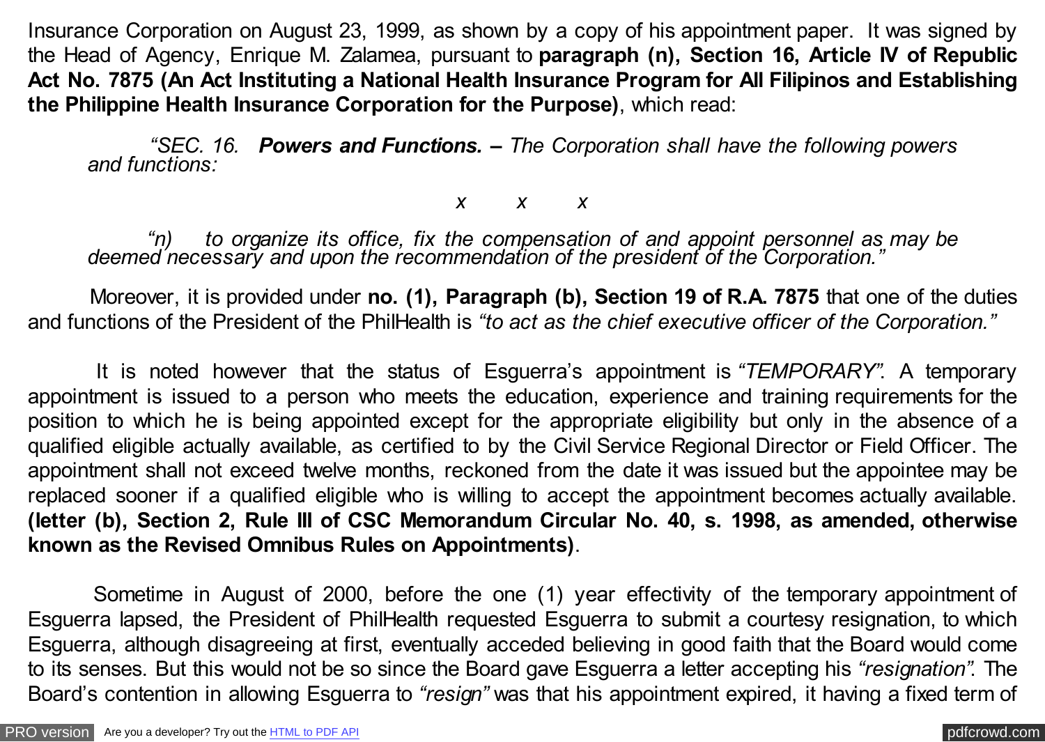Insurance Corporation on August 23, 1999, as shown by a copy of his appointment paper. It was signed by the Head of Agency, Enrique M. Zalamea, pursuant to **paragraph (n), Section 16, Article IV of Republic Act No. 7875 (An Act Instituting a National Health Insurance Program for All Filipinos and Establishing the Philippine Health Insurance Corporation for the Purpose)**, which read:

> *"SEC. 16. **Powers and Functions. –** The Corporation shall have the following powers and functions:*
>
> *x x x*
>
> *"n) to organize its office, fix the compensation of and appoint personnel as may be deemed necessary and upon the recommendation of the president of the Corporation."*

Moreover, it is provided under **no. (1), Paragraph (b), Section 19 of R.A. 7875** that one of the duties and functions of the President of the PhilHealth is *"to act as the chief executive officer of the Corporation."*

It is noted however that the status of Esguerra's appointment is *"TEMPORARY"*. A temporary appointment is issued to a person who meets the education, experience and training requirements for the position to which he is being appointed except for the appropriate eligibility but only in the absence of a qualified eligible actually available, as certified to by the Civil Service Regional Director or Field Officer. The appointment shall not exceed twelve months, reckoned from the date it was issued but the appointee may be replaced sooner if a qualified eligible who is willing to accept the appointment becomes actually available. **(letter (b), Section 2, Rule III of CSC Memorandum Circular No. 40, s. 1998, as amended, otherwise known as the Revised Omnibus Rules on Appointments)**.

Sometime in August of 2000, before the one (1) year effectivity of the temporary appointment of Esguerra lapsed, the President of PhilHealth requested Esguerra to submit a courtesy resignation, to which Esguerra, although disagreeing at first, eventually acceded believing in good faith that the Board would come to its senses. But this would not be so since the Board gave Esguerra a letter accepting his *"resignation"*. The Board's contention in allowing Esguerra to *"resign"* was that his appointment expired, it having a fixed term of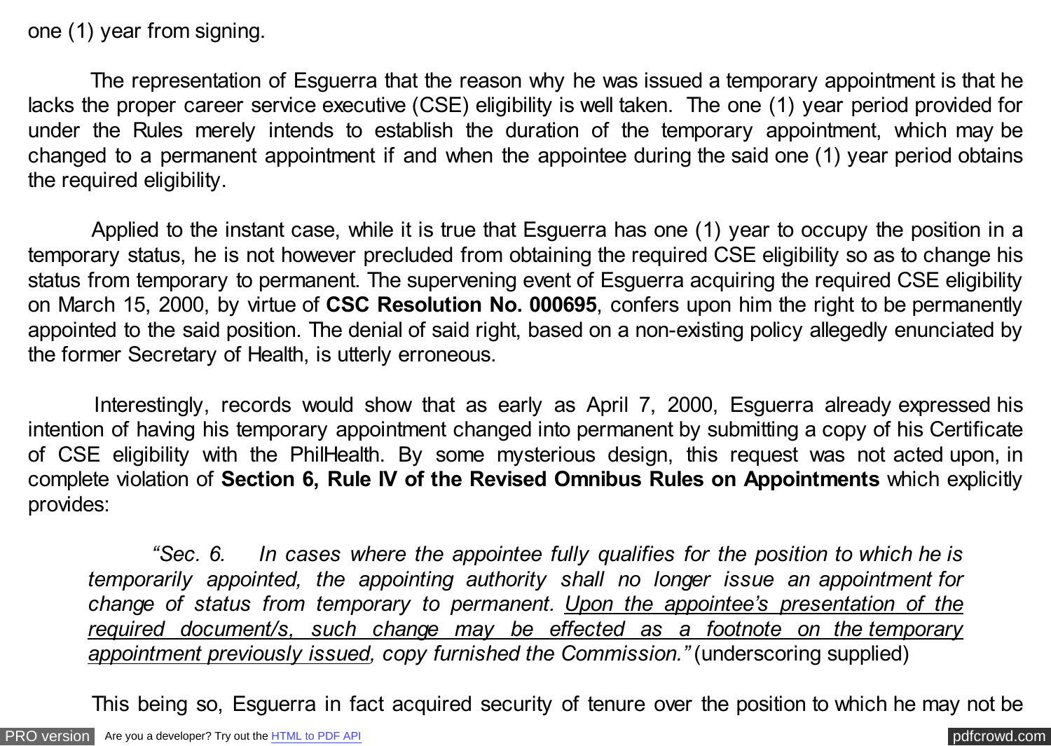one (1) year from signing.

The representation of Esguerra that the reason why he was issued a temporary appointment is that he lacks the proper career service executive (CSE) eligibility is well taken. The one (1) year period provided for under the Rules merely intends to establish the duration of the temporary appointment, which may be changed to a permanent appointment if and when the appointee during the said one (1) year period obtains the required eligibility.

Applied to the instant case, while it is true that Esguerra has one (1) year to occupy the position in a temporary status, he is not however precluded from obtaining the required CSE eligibility so as to change his status from temporary to permanent. The supervening event of Esguerra acquiring the required CSE eligibility on March 15, 2000, by virtue of **CSC Resolution No. 000695**, confers upon him the right to be permanently appointed to the said position. The denial of said right, based on a non-existing policy allegedly enunciated by the former Secretary of Health, is utterly erroneous.

Interestingly, records would show that as early as April 7, 2000, Esguerra already expressed his intention of having his temporary appointment changed into permanent by submitting a copy of his Certificate of CSE eligibility with the PhilHealth. By some mysterious design, this request was not acted upon, in complete violation of **Section 6, Rule IV of the Revised Omnibus Rules on Appointments** which explicitly provides:

> *"Sec. 6. In cases where the appointee fully qualifies for the position to which he is temporarily appointed, the appointing authority shall no longer issue an appointment for change of status from temporary to permanent. <u>Upon the appointee's presentation of the required document/s, such change may be effected as a footnote on the temporary appointment previously issued</u>, copy furnished the Commission."* (underscoring supplied)

This being so, Esguerra in fact acquired security of tenure over the position to which he may not be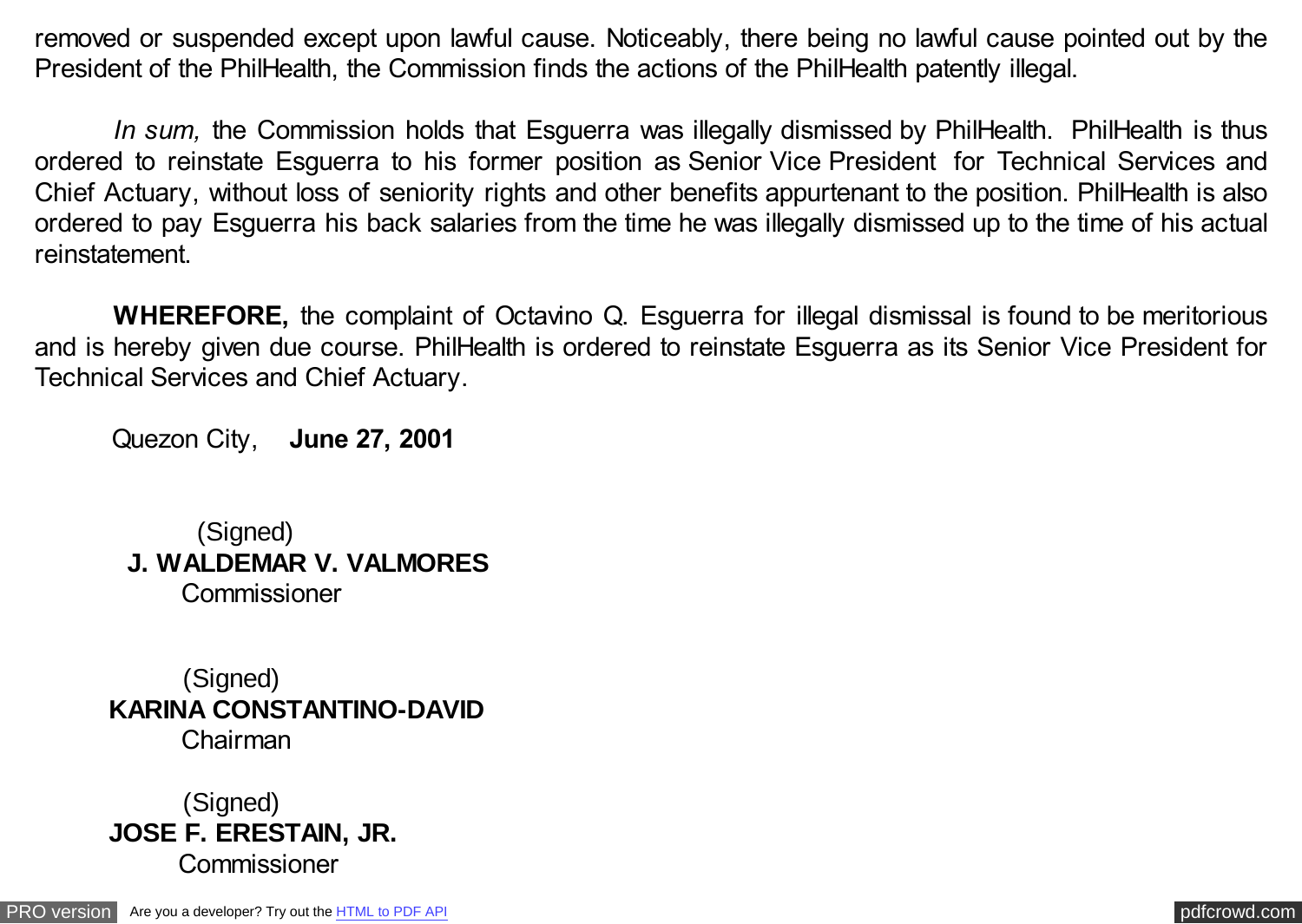removed or suspended except upon lawful cause. Noticeably, there being no lawful cause pointed out by the President of the PhilHealth, the Commission finds the actions of the PhilHealth patently illegal.

*In sum,* the Commission holds that Esguerra was illegally dismissed by PhilHealth. PhilHealth is thus ordered to reinstate Esguerra to his former position as Senior Vice President for Technical Services and Chief Actuary, without loss of seniority rights and other benefits appurtenant to the position. PhilHealth is also ordered to pay Esguerra his back salaries from the time he was illegally dismissed up to the time of his actual reinstatement.

**WHEREFORE,** the complaint of Octavino Q. Esguerra for illegal dismissal is found to be meritorious and is hereby given due course. PhilHealth is ordered to reinstate Esguerra as its Senior Vice President for Technical Services and Chief Actuary.

Quezon City, **June 27, 2001**

(Signed)
**J. WALDEMAR V. VALMORES**
Commissioner

(Signed)
**KARINA CONSTANTINO-DAVID**
Chairman

(Signed)
**JOSE F. ERESTAIN, JR.**
Commissioner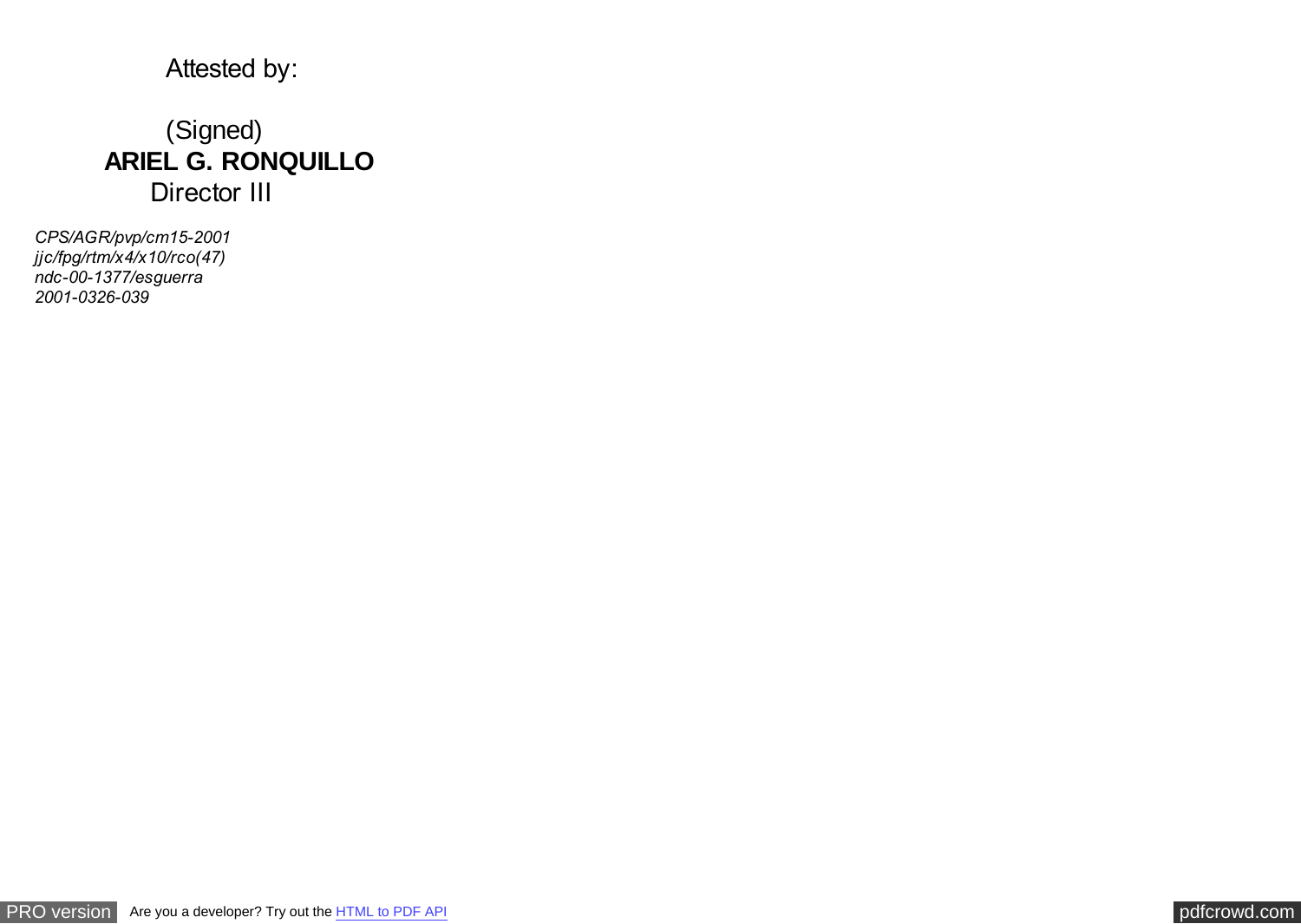Attested by:

(Signed)
**ARIEL G. RONQUILLO**
Director III

*CPS/AGR/pvp/cm15-2001*
*jjc/fpg/rtm/x4/x10/rco(47)*
*ndc-00-1377/esguerra*
*2001-0326-039*